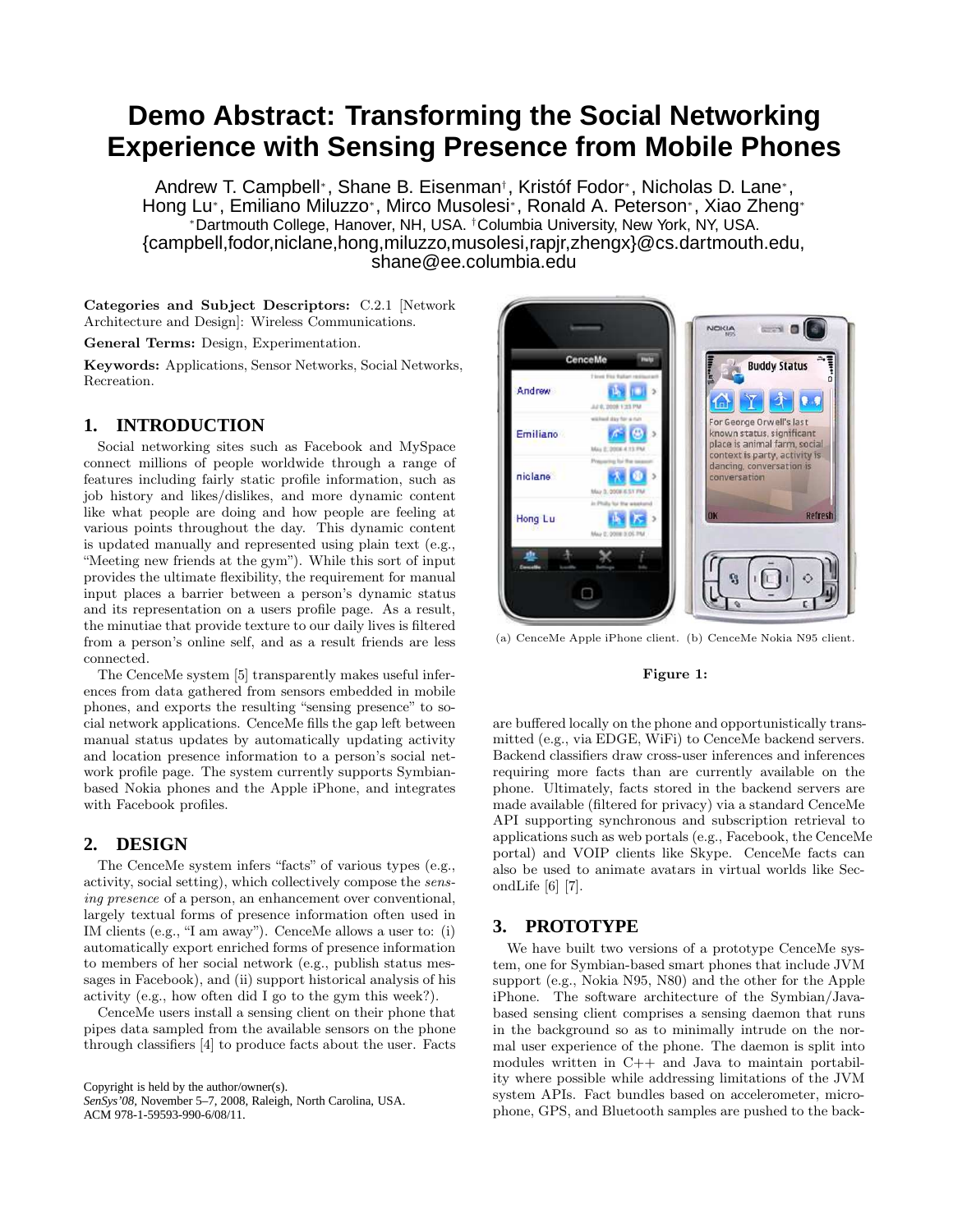# Demo Abstract: Transforming the Social Networking Experience with Sensing Presence from Mobile Phones

Andrew T. Campbell*, Shane B. Eisenman†, Kristóf Fodor*, Nicholas D. Lane*, Hong Lu*, Emiliano Miluzzo*, Mirco Musolesi*, Ronald A. Peterson*, Xiao Zheng*

*Dartmouth College, Hanover, NH, USA. †Columbia University, New York, NY, USA.

{campbell,fodor,niclane,hong,miluzzo,musolesi,rapjr,zhengx}@cs.dartmouth.edu, shane@ee.columbia.edu

**Categories and Subject Descriptors:** C.2.1 [Network Architecture and Design]: Wireless Communications.

**General Terms:** Design, Experimentation.

**Keywords:** Applications, Sensor Networks, Social Networks, Recreation.

## 1. INTRODUCTION

Social networking sites such as Facebook and MySpace connect millions of people worldwide through a range of features including fairly static profile information, such as job history and likes/dislikes, and more dynamic content like what people are doing and how people are feeling at various points throughout the day. This dynamic content is updated manually and represented using plain text (e.g., "Meeting new friends at the gym"). While this sort of input provides the ultimate flexibility, the requirement for manual input places a barrier between a person's dynamic status and its representation on a users profile page. As a result, the minutiae that provide texture to our daily lives is filtered from a person's online self, and as a result friends are less connected.

The CenceMe system [5] transparently makes useful inferences from data gathered from sensors embedded in mobile phones, and exports the resulting "sensing presence" to social network applications. CenceMe fills the gap left between manual status updates by automatically updating activity and location presence information to a person's social network profile page. The system currently supports Symbian-based Nokia phones and the Apple iPhone, and integrates with Facebook profiles.

## 2. DESIGN

The CenceMe system infers "facts" of various types (e.g., activity, social setting), which collectively compose the *sensing presence* of a person, an enhancement over conventional, largely textual forms of presence information often used in IM clients (e.g., "I am away"). CenceMe allows a user to: (i) automatically export enriched forms of presence information to members of her social network (e.g., publish status messages in Facebook), and (ii) support historical analysis of his activity (e.g., how often did I go to the gym this week?).

CenceMe users install a sensing client on their phone that pipes data sampled from the available sensors on the phone through classifiers [4] to produce facts about the user. Facts are buffered locally on the phone and opportunistically transmitted (e.g., via EDGE, WiFi) to CenceMe backend servers. Backend classifiers draw cross-user inferences and inferences requiring more facts than are currently available on the phone. Ultimately, facts stored in the backend servers are made available (filtered for privacy) via a standard CenceMe API supporting synchronous and subscription retrieval to applications such as web portals (e.g., Facebook, the CenceMe portal) and VOIP clients like Skype. CenceMe facts can also be used to animate avatars in virtual worlds like SecondLife [6] [7].

(a) CenceMe Apple iPhone client. (b) CenceMe Nokia N95 client.

**Figure 1:**

## 3. PROTOTYPE

We have built two versions of a prototype CenceMe system, one for Symbian-based smart phones that include JVM support (e.g., Nokia N95, N80) and the other for the Apple iPhone. The software architecture of the Symbian/Java-based sensing client comprises a sensing daemon that runs in the background so as to minimally intrude on the normal user experience of the phone. The daemon is split into modules written in C++ and Java to maintain portability where possible while addressing limitations of the JVM system APIs. Fact bundles based on accelerometer, microphone, GPS, and Bluetooth samples are pushed to the back-

Copyright is held by the author/owner(s).
*SenSys'08*, November 5–7, 2008, Raleigh, North Carolina, USA.
ACM 978-1-59593-990-6/08/11.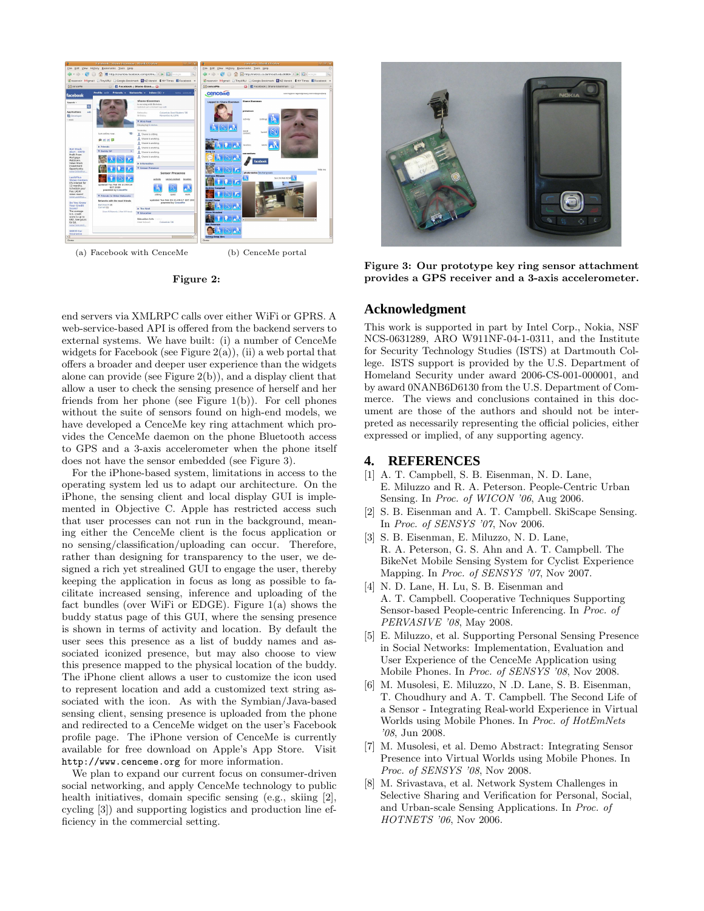(a) Facebook with CenceMe

(b) CenceMe portal

**Figure 2:**

end servers via XMLRPC calls over either WiFi or GPRS. A web-service-based API is offered from the backend servers to external systems. We have built: (i) a number of CenceMe widgets for Facebook (see Figure 2(a)), (ii) a web portal that offers a broader and deeper user experience than the widgets alone can provide (see Figure 2(b)), and a display client that allow a user to check the sensing presence of herself and her friends from her phone (see Figure 1(b)). For cell phones without the suite of sensors found on high-end models, we have developed a CenceMe key ring attachment which provides the CenceMe daemon on the phone Bluetooth access to GPS and a 3-axis accelerometer when the phone itself does not have the sensor embedded (see Figure 3).

For the iPhone-based system, limitations in access to the operating system led us to adapt our architecture. On the iPhone, the sensing client and local display GUI is implemented in Objective C. Apple has restricted access such that user processes can not run in the background, meaning either the CenceMe client is the focus application or no sensing/classification/uploading can occur. Therefore, rather than designing for transparency to the user, we designed a rich yet strealined GUI to engage the user, thereby keeping the application in focus as long as possible to facilitate increased sensing, inference and uploading of the fact bundles (over WiFi or EDGE). Figure 1(a) shows the buddy status page of this GUI, where the sensing presence is shown in terms of activity and location. By default the user sees this presence as a list of buddy names and associated iconized presence, but may also choose to view this presence mapped to the physical location of the buddy. The iPhone client allows a user to customize the icon used to represent location and add a customized text string associated with the icon. As with the Symbian/Java-based sensing client, sensing presence is uploaded from the phone and redirected to a CenceMe widget on the user's Facebook profile page. The iPhone version of CenceMe is currently available for free download on Apple's App Store. Visit `http://www.cenceme.org` for more information.

We plan to expand our current focus on consumer-driven social networking, and apply CenceMe technology to public health initiatives, domain specific sensing (e.g., skiing [2], cycling [3]) and supporting logistics and production line efficiency in the commercial setting.

**Figure 3: Our prototype key ring sensor attachment provides a GPS receiver and a 3-axis accelerometer.**

## Acknowledgment

This work is supported in part by Intel Corp., Nokia, NSF NCS-0631289, ARO W911NF-04-1-0311, and the Institute for Security Technology Studies (ISTS) at Dartmouth College. ISTS support is provided by the U.S. Department of Homeland Security under award 2006-CS-001-000001, and by award 0NANB6D6130 from the U.S. Department of Commerce. The views and conclusions contained in this document are those of the authors and should not be interpreted as necessarily representing the official policies, either expressed or implied, of any supporting agency.

## 4. REFERENCES

[1] A. T. Campbell, S. B. Eisenman, N. D. Lane, E. Miluzzo and R. A. Peterson. People-Centric Urban Sensing. In *Proc. of WICON '06*, Aug 2006.

[2] S. B. Eisenman and A. T. Campbell. SkiScape Sensing. In *Proc. of SENSYS '07*, Nov 2006.

[3] S. B. Eisenman, E. Miluzzo, N. D. Lane, R. A. Peterson, G. S. Ahn and A. T. Campbell. The BikeNet Mobile Sensing System for Cyclist Experience Mapping. In *Proc. of SENSYS '07*, Nov 2007.

[4] N. D. Lane, H. Lu, S. B. Eisenman and A. T. Campbell. Cooperative Techniques Supporting Sensor-based People-centric Inferencing. In *Proc. of PERVASIVE '08*, May 2008.

[5] E. Miluzzo, et al. Supporting Personal Sensing Presence in Social Networks: Implementation, Evaluation and User Experience of the CenceMe Application using Mobile Phones. In *Proc. of SENSYS '08*, Nov 2008.

[6] M. Musolesi, E. Miluzzo, N .D. Lane, S. B. Eisenman, T. Choudhury and A. T. Campbell. The Second Life of a Sensor - Integrating Real-world Experience in Virtual Worlds using Mobile Phones. In *Proc. of HotEmNets '08*, Jun 2008.

[7] M. Musolesi, et al. Demo Abstract: Integrating Sensor Presence into Virtual Worlds using Mobile Phones. In *Proc. of SENSYS '08*, Nov 2008.

[8] M. Srivastava, et al. Network System Challenges in Selective Sharing and Verification for Personal, Social, and Urban-scale Sensing Applications. In *Proc. of HOTNETS '06*, Nov 2006.